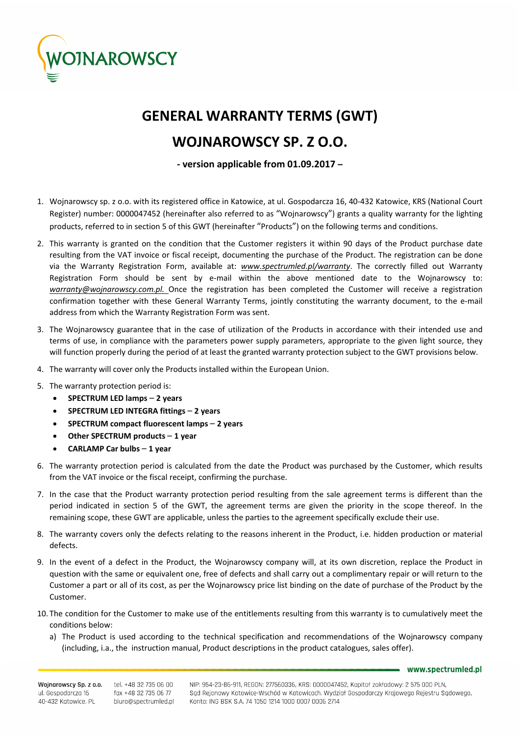# GENERAL WARRANTY TERMS (GWT)

# WOJNAROWSCY SP. Z O.O.

**- version applicable from 01.09.2017 –**

1. Wojnarowscy sp. z o.o. with its registered office in Katowice, at ul. Gospodarcza 16, 40-432 Katowice, KRS (National Court Register) number: 0000047452 (hereinafter also referred to as "Wojnarowscy") grants a quality warranty for the lighting products, referred to in section 5 of this GWT (hereinafter "Products") on the following terms and conditions.
2. This warranty is granted on the condition that the Customer registers it within 90 days of the Product purchase date resulting from the VAT invoice or fiscal receipt, documenting the purchase of the Product. The registration can be done via the Warranty Registration Form, available at: *www.spectrumled.pl/warranty*. The correctly filled out Warranty Registration Form should be sent by e-mail within the above mentioned date to the Wojnarowscy to: *warranty@wojnarowscy.com.pl.* Once the registration has been completed the Customer will receive a registration confirmation together with these General Warranty Terms, jointly constituting the warranty document, to the e-mail address from which the Warranty Registration Form was sent.
3. The Wojnarowscy guarantee that in the case of utilization of the Products in accordance with their intended use and terms of use, in compliance with the parameters power supply parameters, appropriate to the given light source, they will function properly during the period of at least the granted warranty protection subject to the GWT provisions below.
4. The warranty will cover only the Products installed within the European Union.
5. The warranty protection period is:
   - **SPECTRUM LED lamps** – **2 years**
   - **SPECTRUM LED INTEGRA fittings** – **2 years**
   - **SPECTRUM compact fluorescent lamps** – **2 years**
   - **Other SPECTRUM products** – **1 year**
   - **CARLAMP Car bulbs** – **1 year**
6. The warranty protection period is calculated from the date the Product was purchased by the Customer, which results from the VAT invoice or the fiscal receipt, confirming the purchase.
7. In the case that the Product warranty protection period resulting from the sale agreement terms is different than the period indicated in section 5 of the GWT, the agreement terms are given the priority in the scope thereof. In the remaining scope, these GWT are applicable, unless the parties to the agreement specifically exclude their use.
8. The warranty covers only the defects relating to the reasons inherent in the Product, i.e. hidden production or material defects.
9. In the event of a defect in the Product, the Wojnarowscy company will, at its own discretion, replace the Product in question with the same or equivalent one, free of defects and shall carry out a complimentary repair or will return to the Customer a part or all of its cost, as per the Wojnarowscy price list binding on the date of purchase of the Product by the Customer.
10. The condition for the Customer to make use of the entitlements resulting from this warranty is to cumulatively meet the conditions below:
    a) The Product is used according to the technical specification and recommendations of the Wojnarowscy company (including, i.a., the instruction manual, Product descriptions in the product catalogues, sales offer).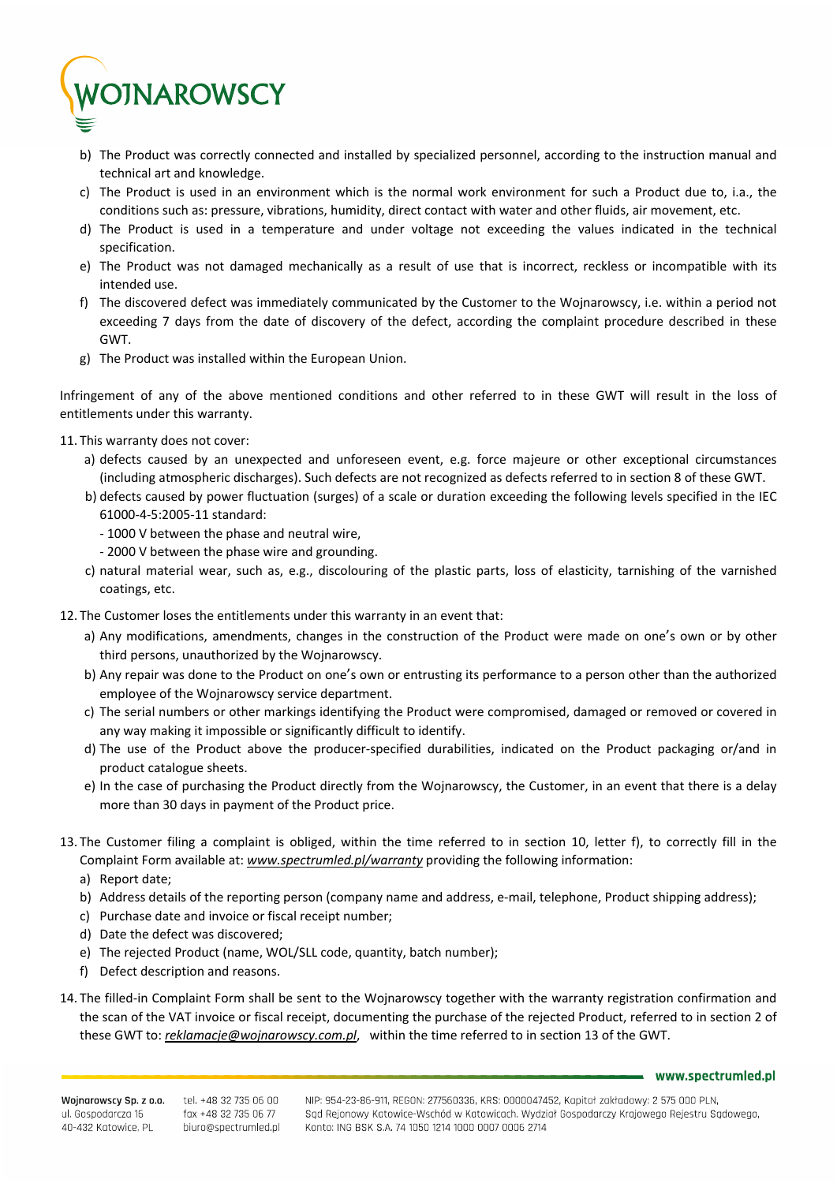b) The Product was correctly connected and installed by specialized personnel, according to the instruction manual and technical art and knowledge.

c) The Product is used in an environment which is the normal work environment for such a Product due to, i.a., the conditions such as: pressure, vibrations, humidity, direct contact with water and other fluids, air movement, etc.

d) The Product is used in a temperature and under voltage not exceeding the values indicated in the technical specification.

e) The Product was not damaged mechanically as a result of use that is incorrect, reckless or incompatible with its intended use.

f) The discovered defect was immediately communicated by the Customer to the Wojnarowscy, i.e. within a period not exceeding 7 days from the date of discovery of the defect, according the complaint procedure described in these GWT.

g) The Product was installed within the European Union.

Infringement of any of the above mentioned conditions and other referred to in these GWT will result in the loss of entitlements under this warranty.

11. This warranty does not cover:

   a) defects caused by an unexpected and unforeseen event, e.g. force majeure or other exceptional circumstances (including atmospheric discharges). Such defects are not recognized as defects referred to in section 8 of these GWT.

   b) defects caused by power fluctuation (surges) of a scale or duration exceeding the following levels specified in the IEC 61000-4-5:2005-11 standard:

      - 1000 V between the phase and neutral wire,
      - 2000 V between the phase wire and grounding.

   c) natural material wear, such as, e.g., discolouring of the plastic parts, loss of elasticity, tarnishing of the varnished coatings, etc.

12. The Customer loses the entitlements under this warranty in an event that:

   a) Any modifications, amendments, changes in the construction of the Product were made on one's own or by other third persons, unauthorized by the Wojnarowscy.

   b) Any repair was done to the Product on one's own or entrusting its performance to a person other than the authorized employee of the Wojnarowscy service department.

   c) The serial numbers or other markings identifying the Product were compromised, damaged or removed or covered in any way making it impossible or significantly difficult to identify.

   d) The use of the Product above the producer-specified durabilities, indicated on the Product packaging or/and in product catalogue sheets.

   e) In the case of purchasing the Product directly from the Wojnarowscy, the Customer, in an event that there is a delay more than 30 days in payment of the Product price.

13. The Customer filing a complaint is obliged, within the time referred to in section 10, letter f), to correctly fill in the Complaint Form available at: *www.spectrumled.pl/warranty* providing the following information:

   a) Report date;
   b) Address details of the reporting person (company name and address, e-mail, telephone, Product shipping address);
   c) Purchase date and invoice or fiscal receipt number;
   d) Date the defect was discovered;
   e) The rejected Product (name, WOL/SLL code, quantity, batch number);
   f) Defect description and reasons.

14. The filled-in Complaint Form shall be sent to the Wojnarowscy together with the warranty registration confirmation and the scan of the VAT invoice or fiscal receipt, documenting the purchase of the rejected Product, referred to in section 2 of these GWT to: *reklamacje@wojnarowscy.com.pl*, within the time referred to in section 13 of the GWT.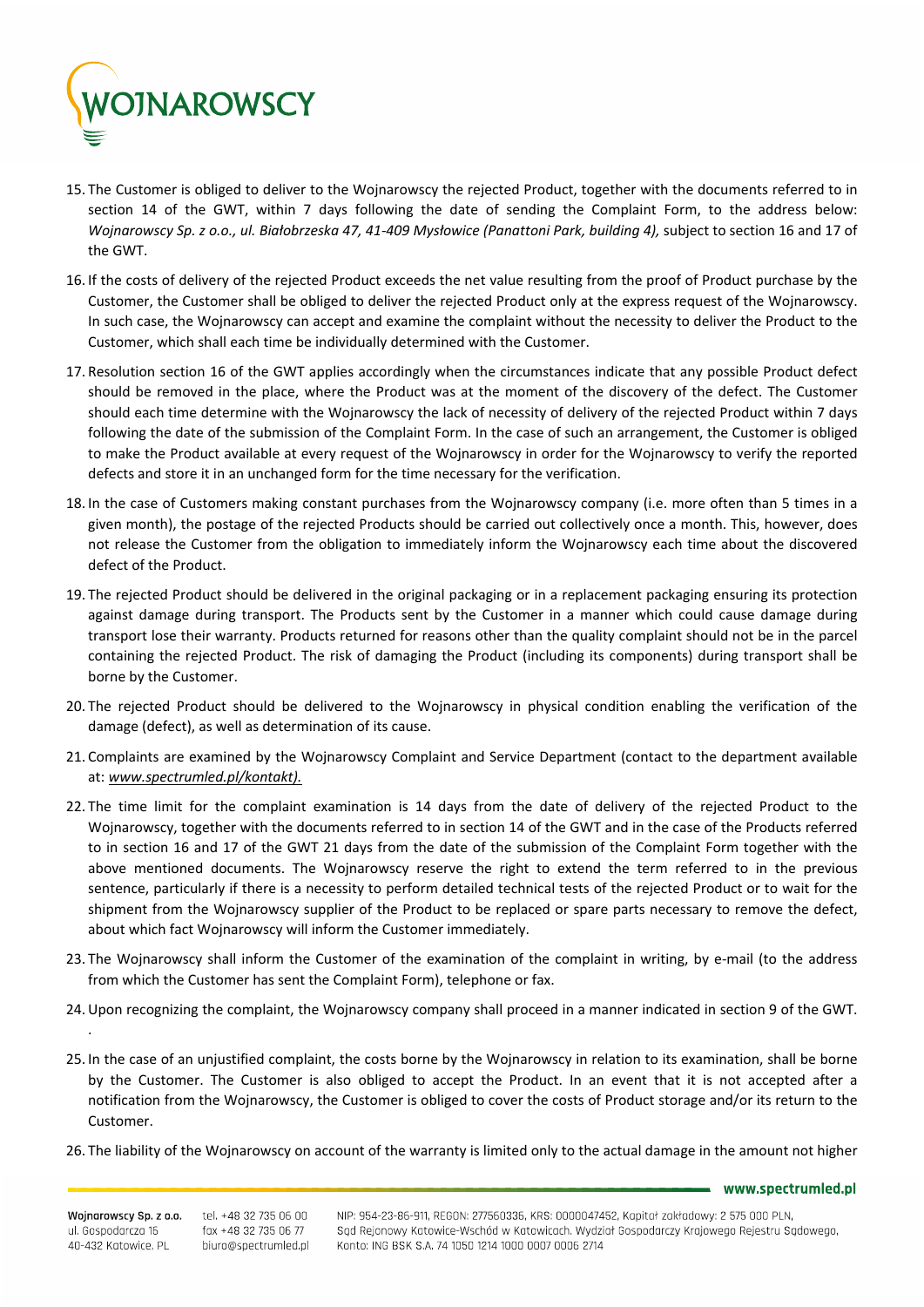15. The Customer is obliged to deliver to the Wojnarowscy the rejected Product, together with the documents referred to in section 14 of the GWT, within 7 days following the date of sending the Complaint Form, to the address below: *Wojnarowscy Sp. z o.o., ul. Białobrzeska 47, 41-409 Mysłowice (Panattoni Park, building 4),* subject to section 16 and 17 of the GWT.

16. If the costs of delivery of the rejected Product exceeds the net value resulting from the proof of Product purchase by the Customer, the Customer shall be obliged to deliver the rejected Product only at the express request of the Wojnarowscy. In such case, the Wojnarowscy can accept and examine the complaint without the necessity to deliver the Product to the Customer, which shall each time be individually determined with the Customer.

17. Resolution section 16 of the GWT applies accordingly when the circumstances indicate that any possible Product defect should be removed in the place, where the Product was at the moment of the discovery of the defect. The Customer should each time determine with the Wojnarowscy the lack of necessity of delivery of the rejected Product within 7 days following the date of the submission of the Complaint Form. In the case of such an arrangement, the Customer is obliged to make the Product available at every request of the Wojnarowscy in order for the Wojnarowscy to verify the reported defects and store it in an unchanged form for the time necessary for the verification.

18. In the case of Customers making constant purchases from the Wojnarowscy company (i.e. more often than 5 times in a given month), the postage of the rejected Products should be carried out collectively once a month. This, however, does not release the Customer from the obligation to immediately inform the Wojnarowscy each time about the discovered defect of the Product.

19. The rejected Product should be delivered in the original packaging or in a replacement packaging ensuring its protection against damage during transport. The Products sent by the Customer in a manner which could cause damage during transport lose their warranty. Products returned for reasons other than the quality complaint should not be in the parcel containing the rejected Product. The risk of damaging the Product (including its components) during transport shall be borne by the Customer.

20. The rejected Product should be delivered to the Wojnarowscy in physical condition enabling the verification of the damage (defect), as well as determination of its cause.

21. Complaints are examined by the Wojnarowscy Complaint and Service Department (contact to the department available at: *www.spectrumled.pl/kontakt).*

22. The time limit for the complaint examination is 14 days from the date of delivery of the rejected Product to the Wojnarowscy, together with the documents referred to in section 14 of the GWT and in the case of the Products referred to in section 16 and 17 of the GWT 21 days from the date of the submission of the Complaint Form together with the above mentioned documents. The Wojnarowscy reserve the right to extend the term referred to in the previous sentence, particularly if there is a necessity to perform detailed technical tests of the rejected Product or to wait for the shipment from the Wojnarowscy supplier of the Product to be replaced or spare parts necessary to remove the defect, about which fact Wojnarowscy will inform the Customer immediately.

23. The Wojnarowscy shall inform the Customer of the examination of the complaint in writing, by e-mail (to the address from which the Customer has sent the Complaint Form), telephone or fax.

24. Upon recognizing the complaint, the Wojnarowscy company shall proceed in a manner indicated in section 9 of the GWT.
.

25. In the case of an unjustified complaint, the costs borne by the Wojnarowscy in relation to its examination, shall be borne by the Customer. The Customer is also obliged to accept the Product. In an event that it is not accepted after a notification from the Wojnarowscy, the Customer is obliged to cover the costs of Product storage and/or its return to the Customer.

26. The liability of the Wojnarowscy on account of the warranty is limited only to the actual damage in the amount not higher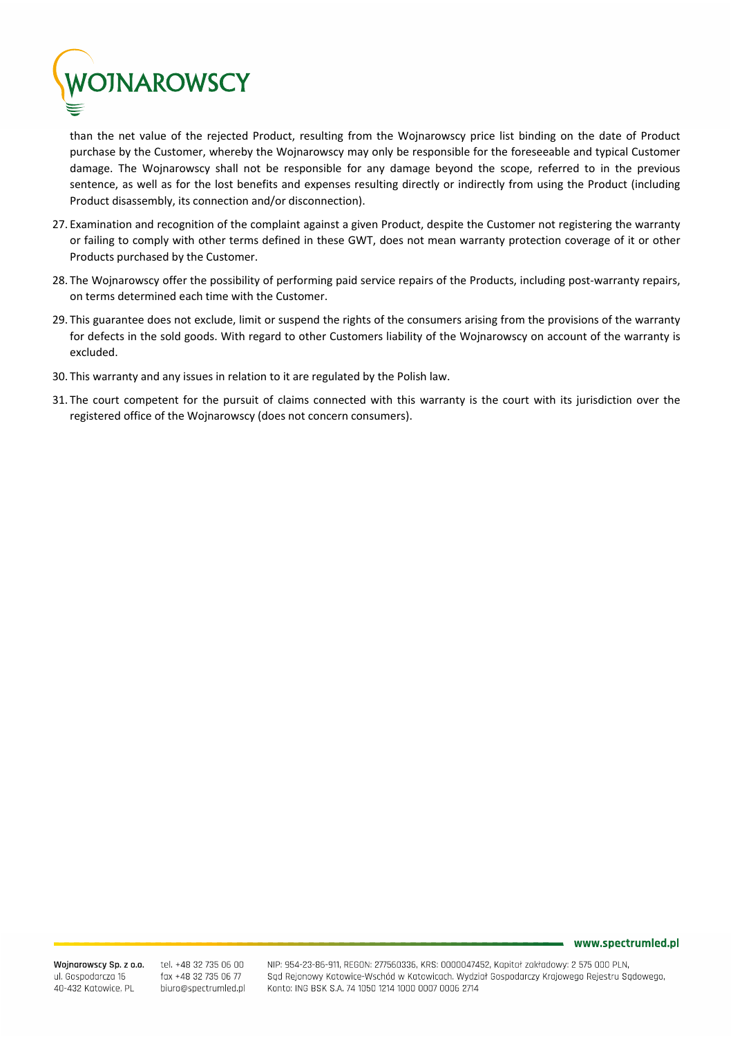than the net value of the rejected Product, resulting from the Wojnarowscy price list binding on the date of Product purchase by the Customer, whereby the Wojnarowscy may only be responsible for the foreseeable and typical Customer damage. The Wojnarowscy shall not be responsible for any damage beyond the scope, referred to in the previous sentence, as well as for the lost benefits and expenses resulting directly or indirectly from using the Product (including Product disassembly, its connection and/or disconnection).

27. Examination and recognition of the complaint against a given Product, despite the Customer not registering the warranty or failing to comply with other terms defined in these GWT, does not mean warranty protection coverage of it or other Products purchased by the Customer.
28. The Wojnarowscy offer the possibility of performing paid service repairs of the Products, including post-warranty repairs, on terms determined each time with the Customer.
29. This guarantee does not exclude, limit or suspend the rights of the consumers arising from the provisions of the warranty for defects in the sold goods. With regard to other Customers liability of the Wojnarowscy on account of the warranty is excluded.
30. This warranty and any issues in relation to it are regulated by the Polish law.
31. The court competent for the pursuit of claims connected with this warranty is the court with its jurisdiction over the registered office of the Wojnarowscy (does not concern consumers).